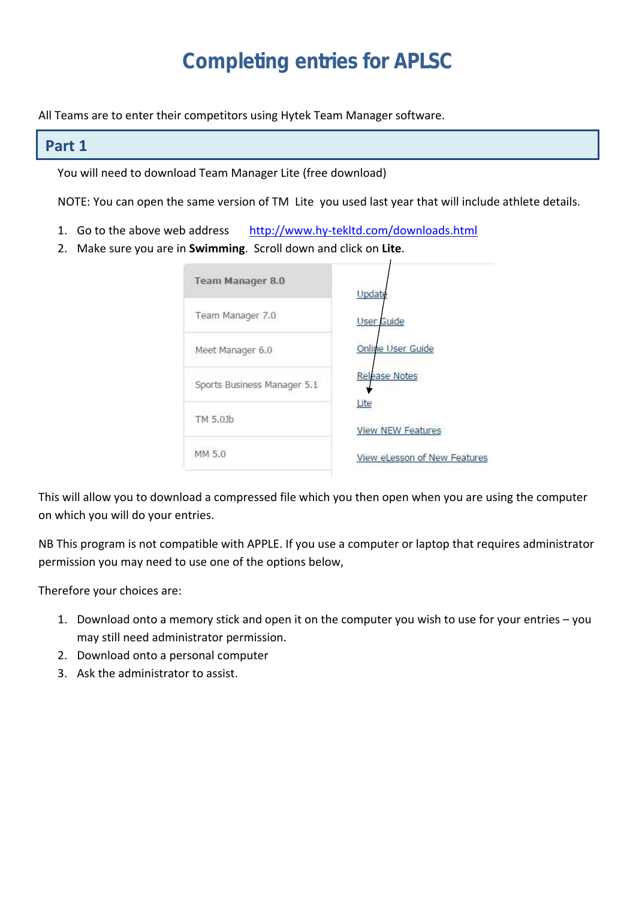# Completing entries for APLSC

All Teams are to enter their competitors using Hytek Team Manager software.

## Part 1

You will need to download Team Manager Lite (free download)

NOTE: You can open the same version of TM Lite you used last year that will include athlete details.

1. Go to the above web address http://www.hy-tekltd.com/downloads.html
2. Make sure you are in **Swimming**. Scroll down and click on **Lite**.

| | |
|---|---|
| **Team Manager 8.0** | Update |
| Team Manager 7.0 | User Guide |
| Meet Manager 6.0 | Online User Guide |
| Sports Business Manager 5.1 | Release Notes |
| TM 5.0Jb | Lite |
| MM 5.0 | View NEW Features |
| | View eLesson of New Features |

This will allow you to download a compressed file which you then open when you are using the computer on which you will do your entries.

NB This program is not compatible with APPLE. If you use a computer or laptop that requires administrator permission you may need to use one of the options below,

Therefore your choices are:

1. Download onto a memory stick and open it on the computer you wish to use for your entries – you may still need administrator permission.
2. Download onto a personal computer
3. Ask the administrator to assist.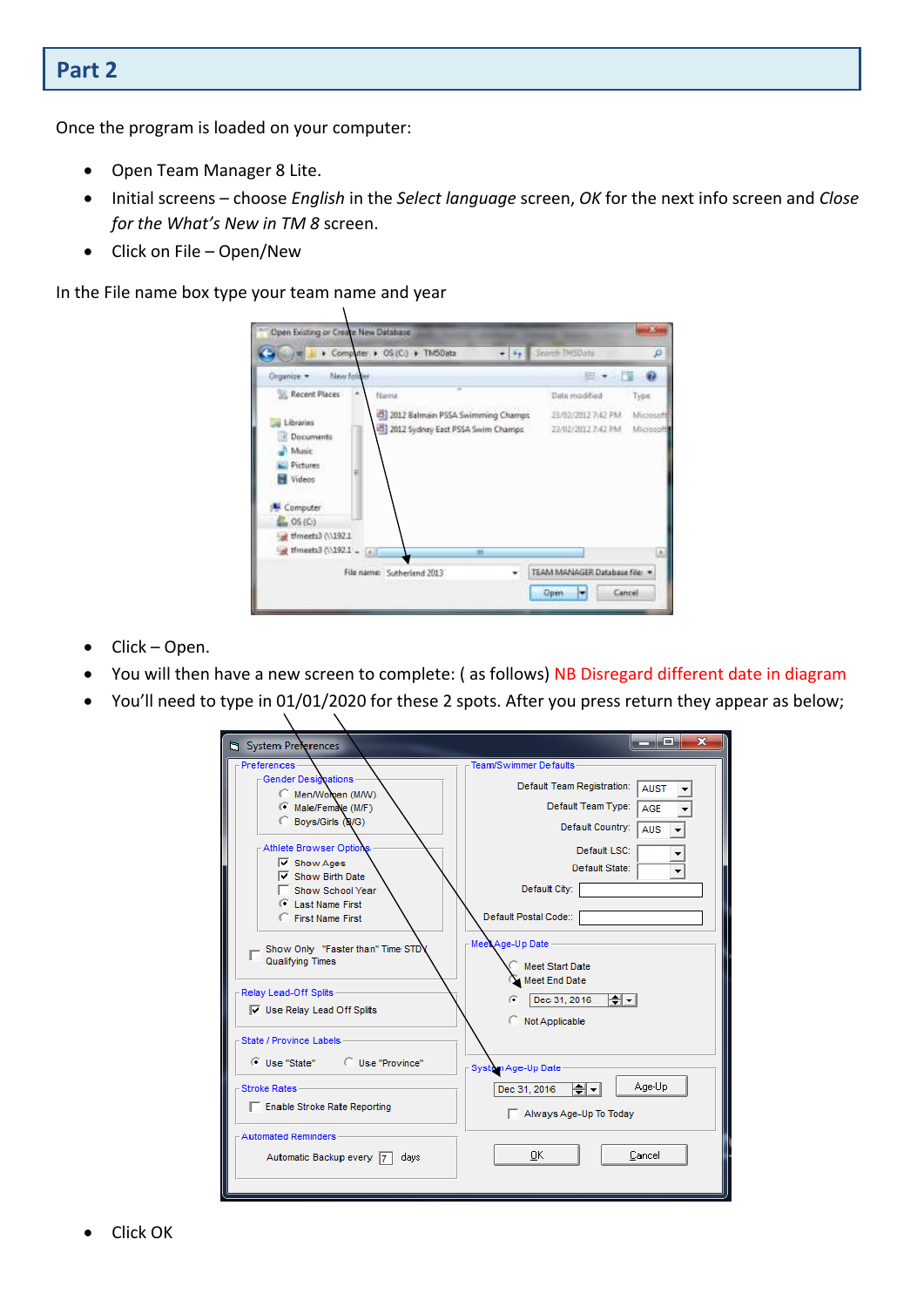## Part 2

Once the program is loaded on your computer:

- Open Team Manager 8 Lite.
- Initial screens – choose *English* in the *Select language* screen, *OK* for the next info screen and *Close for the What's New in TM 8* screen.
- Click on File – Open/New

In the File name box type your team name and year

- Click – Open.
- You will then have a new screen to complete: ( as follows) NB Disregard different date in diagram
- You'll need to type in 01/01/2020 for these 2 spots. After you press return they appear as below;

- Click OK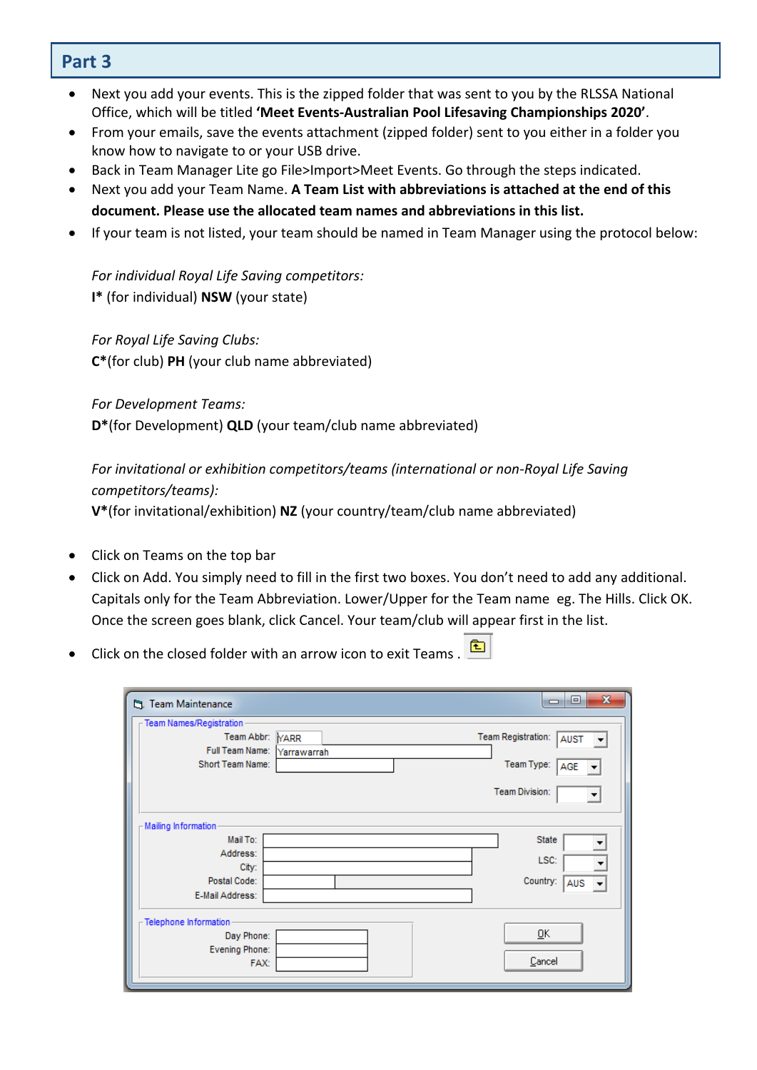## Part 3

- Next you add your events. This is the zipped folder that was sent to you by the RLSSA National Office, which will be titled **'Meet Events-Australian Pool Lifesaving Championships 2020'**.
- From your emails, save the events attachment (zipped folder) sent to you either in a folder you know how to navigate to or your USB drive.
- Back in Team Manager Lite go File>Import>Meet Events. Go through the steps indicated.
- Next you add your Team Name. **A Team List with abbreviations is attached at the end of this document. Please use the allocated team names and abbreviations in this list.**
- If your team is not listed, your team should be named in Team Manager using the protocol below:

*For individual Royal Life Saving competitors:*
**I*** (for individual) **NSW** (your state)

*For Royal Life Saving Clubs:*
**C***(for club) **PH** (your club name abbreviated)

*For Development Teams:*
**D***(for Development) **QLD** (your team/club name abbreviated)

*For invitational or exhibition competitors/teams (international or non-Royal Life Saving competitors/teams):*
**V***(for invitational/exhibition) **NZ** (your country/team/club name abbreviated)

- Click on Teams on the top bar
- Click on Add. You simply need to fill in the first two boxes. You don't need to add any additional. Capitals only for the Team Abbreviation. Lower/Upper for the Team name eg. The Hills. Click OK. Once the screen goes blank, click Cancel. Your team/club will appear first in the list.
- Click on the closed folder with an arrow icon to exit Teams .

Team Maintenance

Team Names/Registration
Team Abbr: YARR
Full Team Name: Yarrawarrah
Short Team Name:
Team Registration: AUST
Team Type: AGE
Team Division:

Mailing Information
Mail To:
Address:
City:
Postal Code:
E-Mail Address:
State
LSC:
Country: AUS

Telephone Information
Day Phone:
Evening Phone:
FAX:

OK
Cancel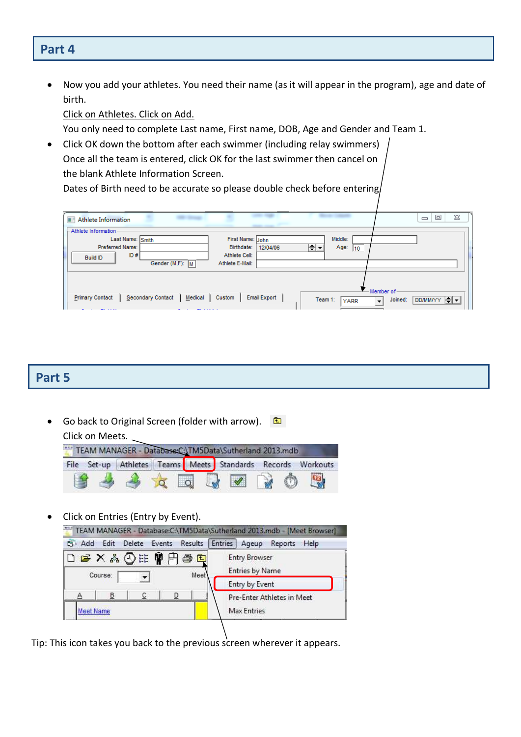## Part 4

- Now you add your athletes. You need their name (as it will appear in the program), age and date of birth.
  Click on Athletes. Click on Add.
  You only need to complete Last name, First name, DOB, Age and Gender and Team 1.
- Click OK down the bottom after each swimmer (including relay swimmers)
  Once all the team is entered, click OK for the last swimmer then cancel on the blank Athlete Information Screen.
  Dates of Birth need to be accurate so please double check before entering

## Part 5

- Go back to Original Screen (folder with arrow).
  Click on Meets.
- Click on Entries (Entry by Event).

Tip: This icon takes you back to the previous screen wherever it appears.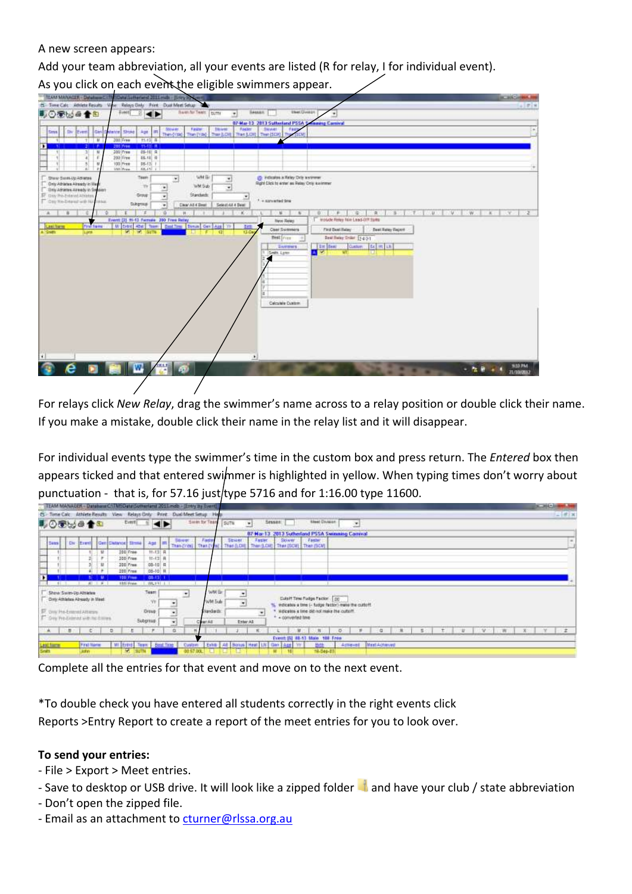A new screen appears:

Add your team abbreviation, all your events are listed (R for relay, I for individual event).

As you click on each event the eligible swimmers appear.

For relays click *New Relay*, drag the swimmer's name across to a relay position or double click their name. If you make a mistake, double click their name in the relay list and it will disappear.

For individual events type the swimmer's time in the custom box and press return. The *Entered* box then appears ticked and that entered swimmer is highlighted in yellow. When typing times don't worry about punctuation - that is, for 57.16 just type 5716 and for 1:16.00 type 11600.

Complete all the entries for that event and move on to the next event.

*To double check you have entered all students correctly in the right events click Reports >Entry Report to create a report of the meet entries for you to look over.

**To send your entries:**

- File > Export > Meet entries.
- Save to desktop or USB drive. It will look like a zipped folder and have your club / state abbreviation
- Don't open the zipped file.
- Email as an attachment to cturner@rlssa.org.au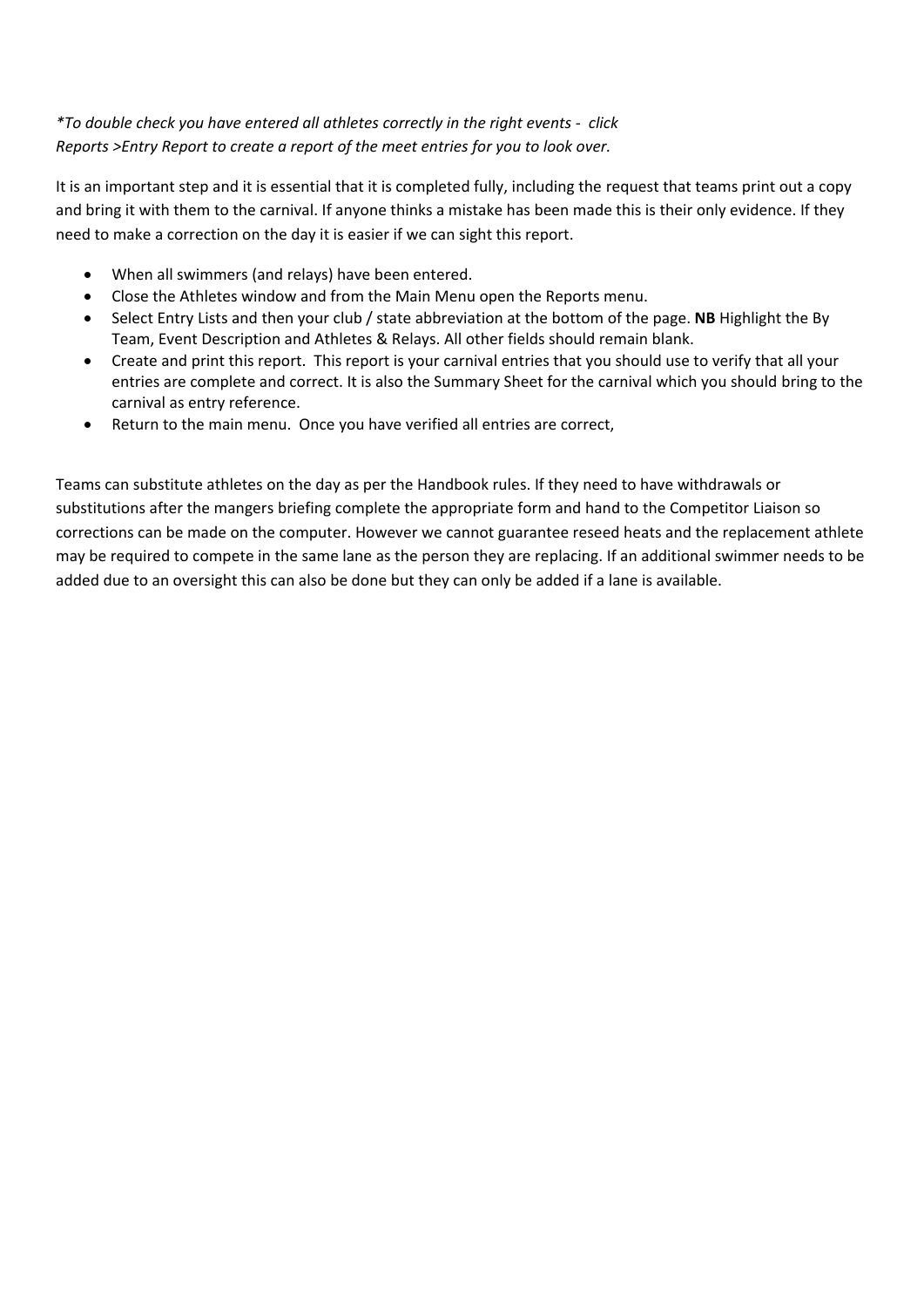*\*To double check you have entered all athletes correctly in the right events - click Reports >Entry Report to create a report of the meet entries for you to look over.*

It is an important step and it is essential that it is completed fully, including the request that teams print out a copy and bring it with them to the carnival. If anyone thinks a mistake has been made this is their only evidence. If they need to make a correction on the day it is easier if we can sight this report.

- When all swimmers (and relays) have been entered.
- Close the Athletes window and from the Main Menu open the Reports menu.
- Select Entry Lists and then your club / state abbreviation at the bottom of the page. **NB** Highlight the By Team, Event Description and Athletes & Relays. All other fields should remain blank.
- Create and print this report. This report is your carnival entries that you should use to verify that all your entries are complete and correct. It is also the Summary Sheet for the carnival which you should bring to the carnival as entry reference.
- Return to the main menu. Once you have verified all entries are correct,

Teams can substitute athletes on the day as per the Handbook rules. If they need to have withdrawals or substitutions after the mangers briefing complete the appropriate form and hand to the Competitor Liaison so corrections can be made on the computer. However we cannot guarantee reseed heats and the replacement athlete may be required to compete in the same lane as the person they are replacing. If an additional swimmer needs to be added due to an oversight this can also be done but they can only be added if a lane is available.